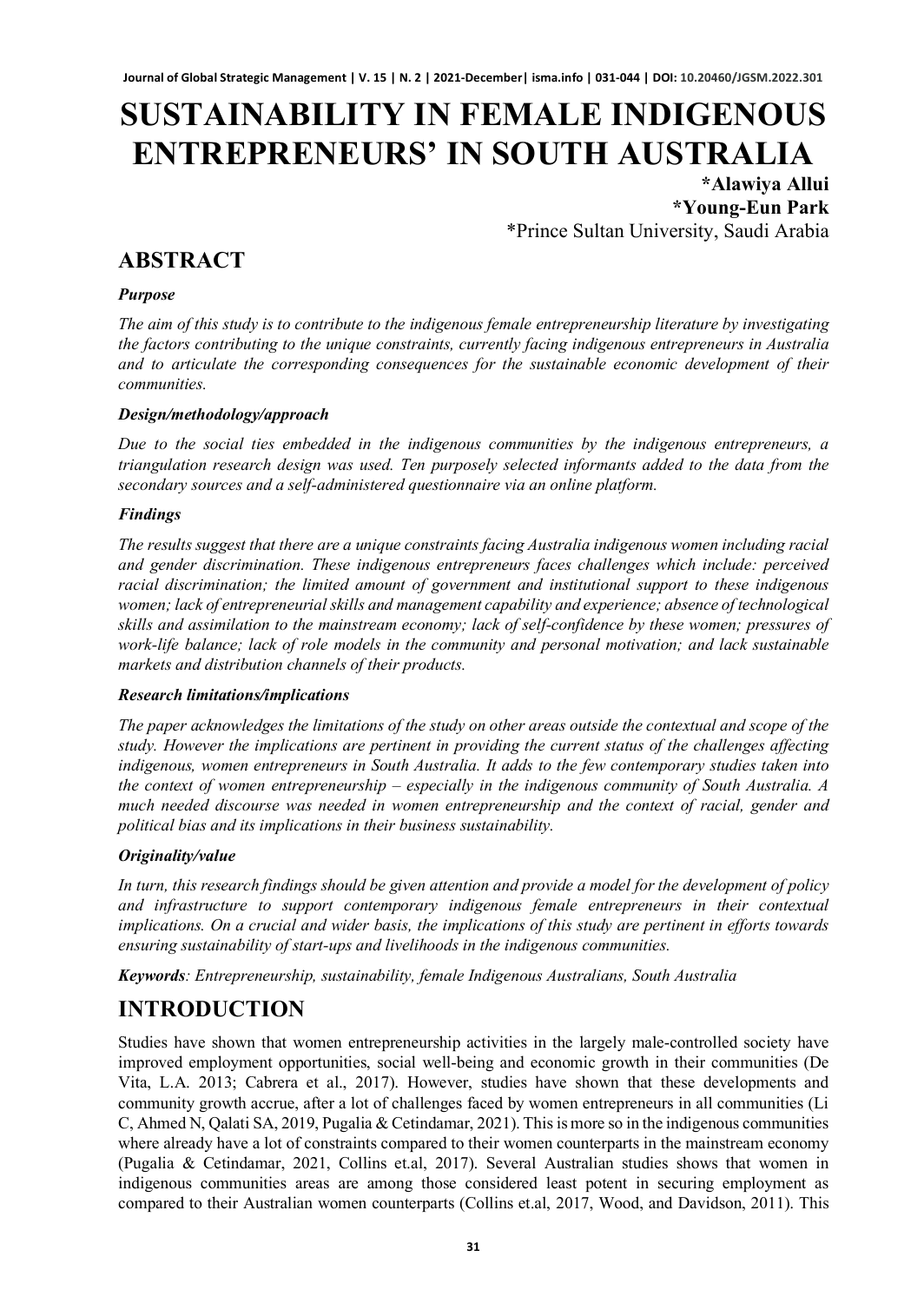# SUSTAINABILITY IN FEMALE INDIGENOUS ENTREPRENEURS' IN SOUTH AUSTRALIA

**\*Alawiya Allui**
**\*Young-Eun Park**
\*Prince Sultan University, Saudi Arabia

## ABSTRACT

### *Purpose*

*The aim of this study is to contribute to the indigenous female entrepreneurship literature by investigating the factors contributing to the unique constraints, currently facing indigenous entrepreneurs in Australia and to articulate the corresponding consequences for the sustainable economic development of their communities.*

### *Design/methodology/approach*

*Due to the social ties embedded in the indigenous communities by the indigenous entrepreneurs, a triangulation research design was used. Ten purposely selected informants added to the data from the secondary sources and a self-administered questionnaire via an online platform.*

### *Findings*

*The results suggest that there are a unique constraints facing Australia indigenous women including racial and gender discrimination. These indigenous entrepreneurs faces challenges which include: perceived racial discrimination; the limited amount of government and institutional support to these indigenous women; lack of entrepreneurial skills and management capability and experience; absence of technological skills and assimilation to the mainstream economy; lack of self-confidence by these women; pressures of work-life balance; lack of role models in the community and personal motivation; and lack sustainable markets and distribution channels of their products.*

### *Research limitations/implications*

*The paper acknowledges the limitations of the study on other areas outside the contextual and scope of the study. However the implications are pertinent in providing the current status of the challenges affecting indigenous, women entrepreneurs in South Australia. It adds to the few contemporary studies taken into the context of women entrepreneurship – especially in the indigenous community of South Australia. A much needed discourse was needed in women entrepreneurship and the context of racial, gender and political bias and its implications in their business sustainability.*

### *Originality/value*

*In turn, this research findings should be given attention and provide a model for the development of policy and infrastructure to support contemporary indigenous female entrepreneurs in their contextual implications. On a crucial and wider basis, the implications of this study are pertinent in efforts towards ensuring sustainability of start-ups and livelihoods in the indigenous communities.*

***Keywords**: Entrepreneurship, sustainability, female Indigenous Australians, South Australia*

## INTRODUCTION

Studies have shown that women entrepreneurship activities in the largely male-controlled society have improved employment opportunities, social well-being and economic growth in their communities (De Vita, L.A. 2013; Cabrera et al., 2017). However, studies have shown that these developments and community growth accrue, after a lot of challenges faced by women entrepreneurs in all communities (Li C, Ahmed N, Qalati SA, 2019, Pugalia & Cetindamar, 2021). This is more so in the indigenous communities where already have a lot of constraints compared to their women counterparts in the mainstream economy (Pugalia & Cetindamar, 2021, Collins et.al, 2017). Several Australian studies shows that women in indigenous communities areas are among those considered least potent in securing employment as compared to their Australian women counterparts (Collins et.al, 2017, Wood, and Davidson, 2011). This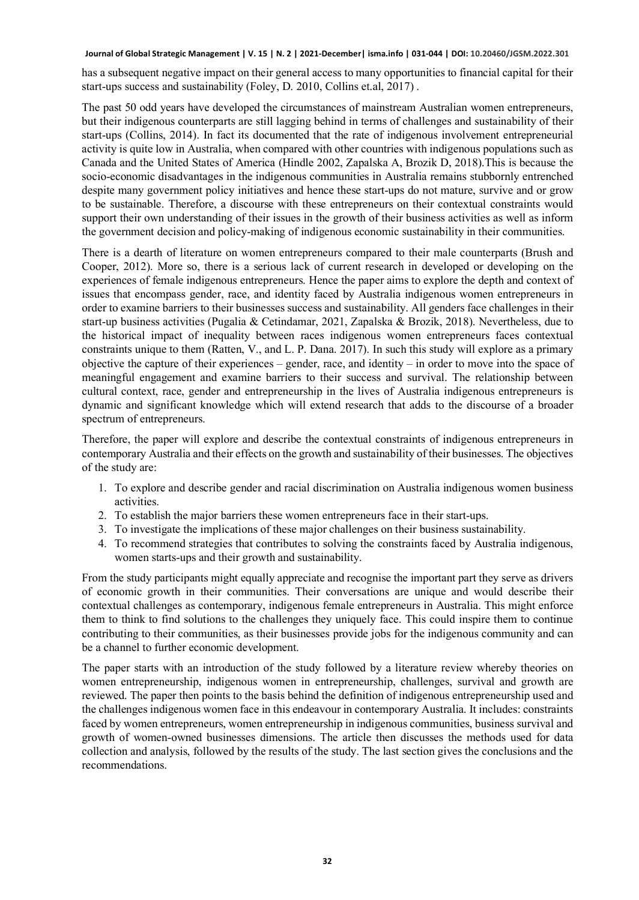has a subsequent negative impact on their general access to many opportunities to financial capital for their start-ups success and sustainability (Foley, D. 2010, Collins et.al, 2017) .

The past 50 odd years have developed the circumstances of mainstream Australian women entrepreneurs, but their indigenous counterparts are still lagging behind in terms of challenges and sustainability of their start-ups (Collins, 2014). In fact its documented that the rate of indigenous involvement entrepreneurial activity is quite low in Australia, when compared with other countries with indigenous populations such as Canada and the United States of America (Hindle 2002, Zapalska A, Brozik D, 2018).This is because the socio-economic disadvantages in the indigenous communities in Australia remains stubbornly entrenched despite many government policy initiatives and hence these start-ups do not mature, survive and or grow to be sustainable. Therefore, a discourse with these entrepreneurs on their contextual constraints would support their own understanding of their issues in the growth of their business activities as well as inform the government decision and policy-making of indigenous economic sustainability in their communities.

There is a dearth of literature on women entrepreneurs compared to their male counterparts (Brush and Cooper, 2012). More so, there is a serious lack of current research in developed or developing on the experiences of female indigenous entrepreneurs. Hence the paper aims to explore the depth and context of issues that encompass gender, race, and identity faced by Australia indigenous women entrepreneurs in order to examine barriers to their businesses success and sustainability. All genders face challenges in their start-up business activities (Pugalia & Cetindamar, 2021, Zapalska & Brozik, 2018). Nevertheless, due to the historical impact of inequality between races indigenous women entrepreneurs faces contextual constraints unique to them (Ratten, V., and L. P. Dana. 2017). In such this study will explore as a primary objective the capture of their experiences – gender, race, and identity – in order to move into the space of meaningful engagement and examine barriers to their success and survival. The relationship between cultural context, race, gender and entrepreneurship in the lives of Australia indigenous entrepreneurs is dynamic and significant knowledge which will extend research that adds to the discourse of a broader spectrum of entrepreneurs.

Therefore, the paper will explore and describe the contextual constraints of indigenous entrepreneurs in contemporary Australia and their effects on the growth and sustainability of their businesses. The objectives of the study are:

1. To explore and describe gender and racial discrimination on Australia indigenous women business activities.
2. To establish the major barriers these women entrepreneurs face in their start-ups.
3. To investigate the implications of these major challenges on their business sustainability.
4. To recommend strategies that contributes to solving the constraints faced by Australia indigenous, women starts-ups and their growth and sustainability.

From the study participants might equally appreciate and recognise the important part they serve as drivers of economic growth in their communities. Their conversations are unique and would describe their contextual challenges as contemporary, indigenous female entrepreneurs in Australia. This might enforce them to think to find solutions to the challenges they uniquely face. This could inspire them to continue contributing to their communities, as their businesses provide jobs for the indigenous community and can be a channel to further economic development.

The paper starts with an introduction of the study followed by a literature review whereby theories on women entrepreneurship, indigenous women in entrepreneurship, challenges, survival and growth are reviewed. The paper then points to the basis behind the definition of indigenous entrepreneurship used and the challenges indigenous women face in this endeavour in contemporary Australia. It includes: constraints faced by women entrepreneurs, women entrepreneurship in indigenous communities, business survival and growth of women-owned businesses dimensions. The article then discusses the methods used for data collection and analysis, followed by the results of the study. The last section gives the conclusions and the recommendations.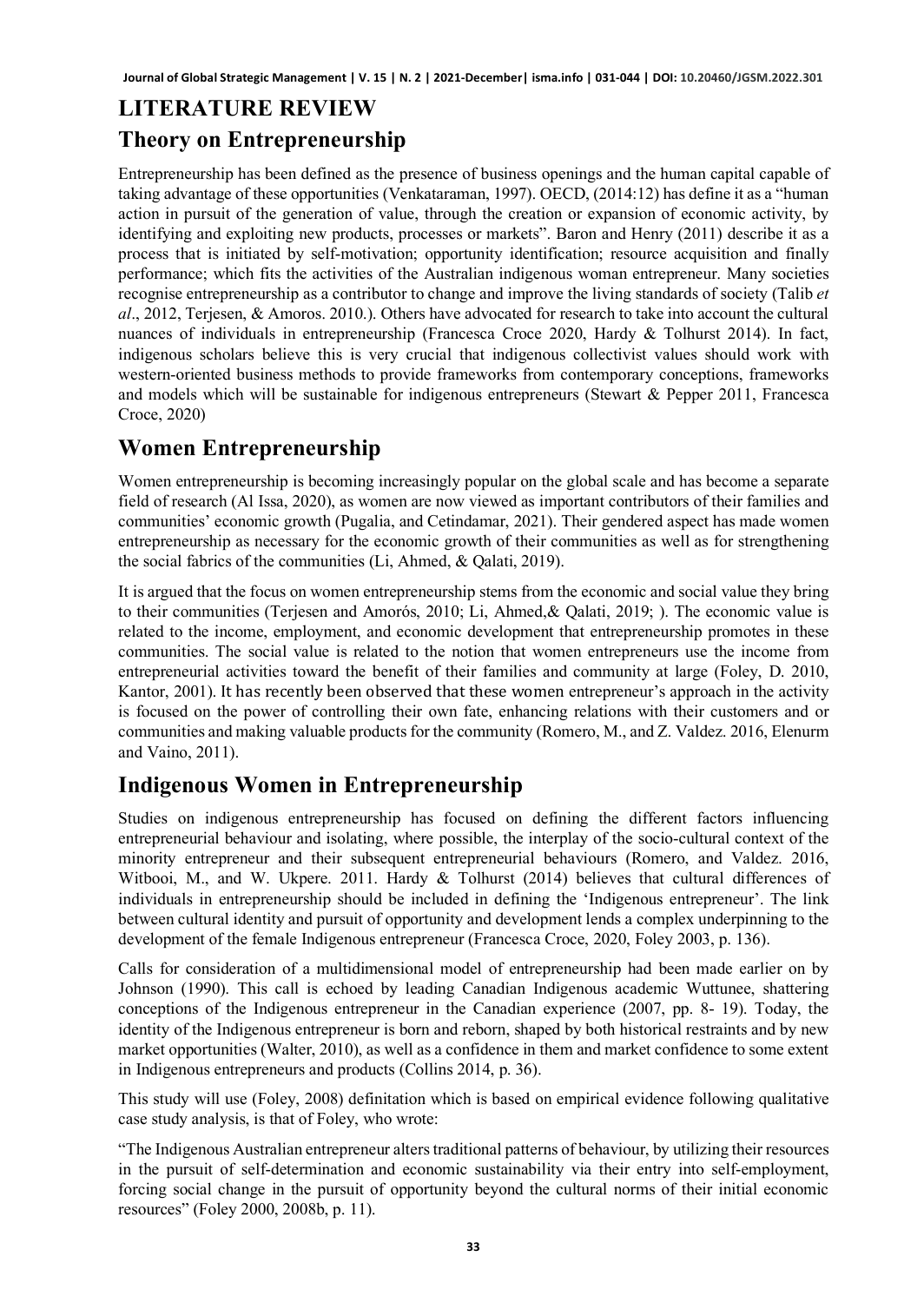# LITERATURE REVIEW

## Theory on Entrepreneurship

Entrepreneurship has been defined as the presence of business openings and the human capital capable of taking advantage of these opportunities (Venkataraman, 1997). OECD, (2014:12) has define it as a "human action in pursuit of the generation of value, through the creation or expansion of economic activity, by identifying and exploiting new products, processes or markets". Baron and Henry (2011) describe it as a process that is initiated by self-motivation; opportunity identification; resource acquisition and finally performance; which fits the activities of the Australian indigenous woman entrepreneur. Many societies recognise entrepreneurship as a contributor to change and improve the living standards of society (Talib *et al*., 2012, Terjesen, & Amoros. 2010.). Others have advocated for research to take into account the cultural nuances of individuals in entrepreneurship (Francesca Croce 2020, Hardy & Tolhurst 2014). In fact, indigenous scholars believe this is very crucial that indigenous collectivist values should work with western-oriented business methods to provide frameworks from contemporary conceptions, frameworks and models which will be sustainable for indigenous entrepreneurs (Stewart & Pepper 2011, Francesca Croce, 2020)

## Women Entrepreneurship

Women entrepreneurship is becoming increasingly popular on the global scale and has become a separate field of research (Al Issa, 2020), as women are now viewed as important contributors of their families and communities' economic growth (Pugalia, and Cetindamar, 2021). Their gendered aspect has made women entrepreneurship as necessary for the economic growth of their communities as well as for strengthening the social fabrics of the communities (Li, Ahmed, & Qalati, 2019).

It is argued that the focus on women entrepreneurship stems from the economic and social value they bring to their communities (Terjesen and Amorós, 2010; Li, Ahmed,& Qalati, 2019; ). The economic value is related to the income, employment, and economic development that entrepreneurship promotes in these communities. The social value is related to the notion that women entrepreneurs use the income from entrepreneurial activities toward the benefit of their families and community at large (Foley, D. 2010, Kantor, 2001). It has recently been observed that these women entrepreneur's approach in the activity is focused on the power of controlling their own fate, enhancing relations with their customers and or communities and making valuable products for the community (Romero, M., and Z. Valdez. 2016, Elenurm and Vaino, 2011).

## Indigenous Women in Entrepreneurship

Studies on indigenous entrepreneurship has focused on defining the different factors influencing entrepreneurial behaviour and isolating, where possible, the interplay of the socio-cultural context of the minority entrepreneur and their subsequent entrepreneurial behaviours (Romero, and Valdez. 2016, Witbooi, M., and W. Ukpere. 2011. Hardy & Tolhurst (2014) believes that cultural differences of individuals in entrepreneurship should be included in defining the 'Indigenous entrepreneur'. The link between cultural identity and pursuit of opportunity and development lends a complex underpinning to the development of the female Indigenous entrepreneur (Francesca Croce, 2020, Foley 2003, p. 136).

Calls for consideration of a multidimensional model of entrepreneurship had been made earlier on by Johnson (1990). This call is echoed by leading Canadian Indigenous academic Wuttunee, shattering conceptions of the Indigenous entrepreneur in the Canadian experience (2007, pp. 8- 19). Today, the identity of the Indigenous entrepreneur is born and reborn, shaped by both historical restraints and by new market opportunities (Walter, 2010), as well as a confidence in them and market confidence to some extent in Indigenous entrepreneurs and products (Collins 2014, p. 36).

This study will use (Foley, 2008) definitation which is based on empirical evidence following qualitative case study analysis, is that of Foley, who wrote:

"The Indigenous Australian entrepreneur alters traditional patterns of behaviour, by utilizing their resources in the pursuit of self-determination and economic sustainability via their entry into self-employment, forcing social change in the pursuit of opportunity beyond the cultural norms of their initial economic resources" (Foley 2000, 2008b, p. 11).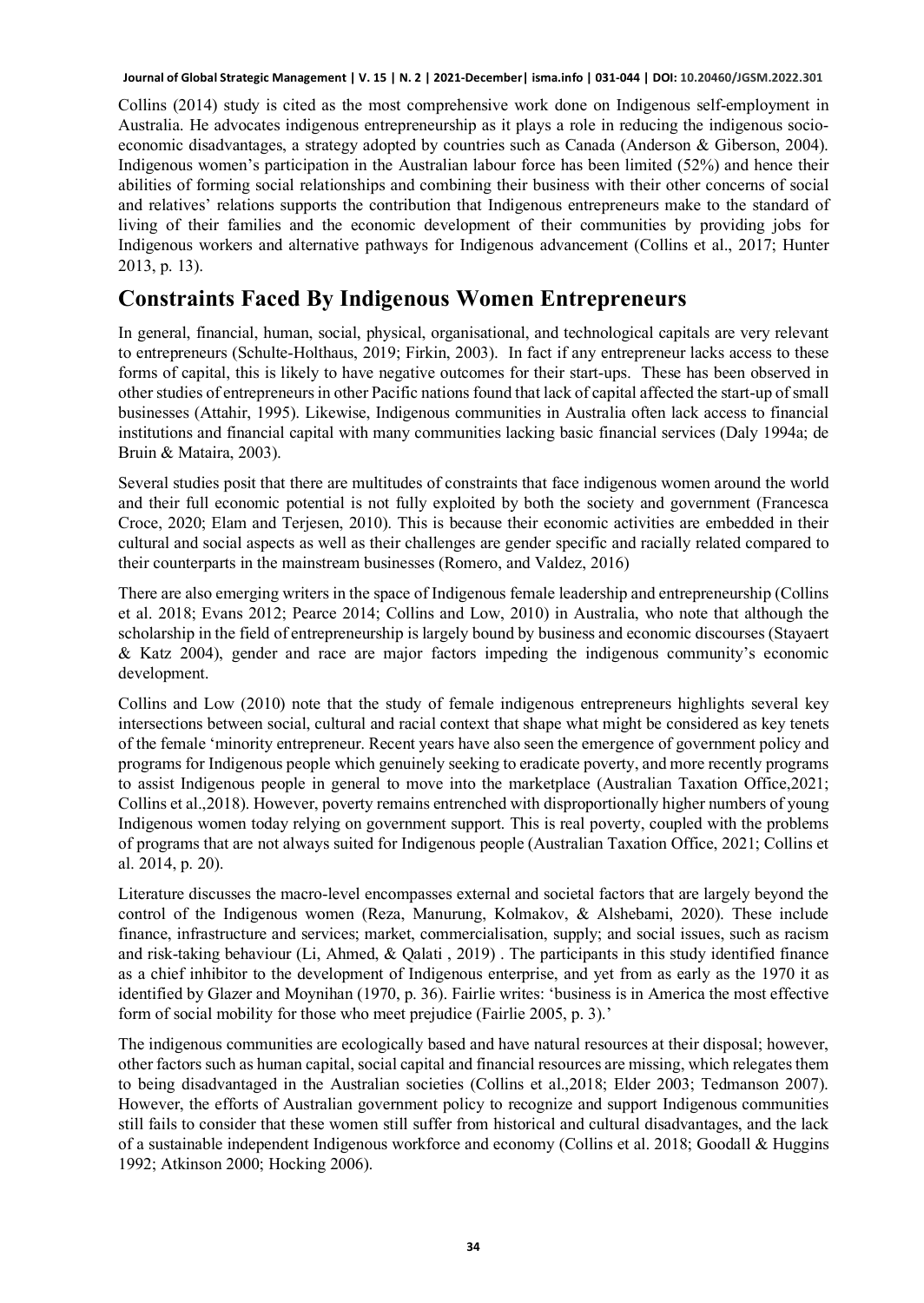Collins (2014) study is cited as the most comprehensive work done on Indigenous self-employment in Australia. He advocates indigenous entrepreneurship as it plays a role in reducing the indigenous socio-economic disadvantages, a strategy adopted by countries such as Canada (Anderson & Giberson, 2004). Indigenous women's participation in the Australian labour force has been limited (52%) and hence their abilities of forming social relationships and combining their business with their other concerns of social and relatives' relations supports the contribution that Indigenous entrepreneurs make to the standard of living of their families and the economic development of their communities by providing jobs for Indigenous workers and alternative pathways for Indigenous advancement (Collins et al., 2017; Hunter 2013, p. 13).

## Constraints Faced By Indigenous Women Entrepreneurs

In general, financial, human, social, physical, organisational, and technological capitals are very relevant to entrepreneurs (Schulte-Holthaus, 2019; Firkin, 2003). In fact if any entrepreneur lacks access to these forms of capital, this is likely to have negative outcomes for their start-ups. These has been observed in other studies of entrepreneurs in other Pacific nations found that lack of capital affected the start-up of small businesses (Attahir, 1995). Likewise, Indigenous communities in Australia often lack access to financial institutions and financial capital with many communities lacking basic financial services (Daly 1994a; de Bruin & Mataira, 2003).

Several studies posit that there are multitudes of constraints that face indigenous women around the world and their full economic potential is not fully exploited by both the society and government (Francesca Croce, 2020; Elam and Terjesen, 2010). This is because their economic activities are embedded in their cultural and social aspects as well as their challenges are gender specific and racially related compared to their counterparts in the mainstream businesses (Romero, and Valdez, 2016)

There are also emerging writers in the space of Indigenous female leadership and entrepreneurship (Collins et al. 2018; Evans 2012; Pearce 2014; Collins and Low, 2010) in Australia, who note that although the scholarship in the field of entrepreneurship is largely bound by business and economic discourses (Stayaert & Katz 2004), gender and race are major factors impeding the indigenous community's economic development.

Collins and Low (2010) note that the study of female indigenous entrepreneurs highlights several key intersections between social, cultural and racial context that shape what might be considered as key tenets of the female 'minority entrepreneur. Recent years have also seen the emergence of government policy and programs for Indigenous people which genuinely seeking to eradicate poverty, and more recently programs to assist Indigenous people in general to move into the marketplace (Australian Taxation Office,2021; Collins et al.,2018). However, poverty remains entrenched with disproportionally higher numbers of young Indigenous women today relying on government support. This is real poverty, coupled with the problems of programs that are not always suited for Indigenous people (Australian Taxation Office, 2021; Collins et al. 2014, p. 20).

Literature discusses the macro-level encompasses external and societal factors that are largely beyond the control of the Indigenous women (Reza, Manurung, Kolmakov, & Alshebami, 2020). These include finance, infrastructure and services; market, commercialisation, supply; and social issues, such as racism and risk-taking behaviour (Li, Ahmed, & Qalati , 2019) . The participants in this study identified finance as a chief inhibitor to the development of Indigenous enterprise, and yet from as early as the 1970 it as identified by Glazer and Moynihan (1970, p. 36). Fairlie writes: 'business is in America the most effective form of social mobility for those who meet prejudice (Fairlie 2005, p. 3).'

The indigenous communities are ecologically based and have natural resources at their disposal; however, other factors such as human capital, social capital and financial resources are missing, which relegates them to being disadvantaged in the Australian societies (Collins et al.,2018; Elder 2003; Tedmanson 2007). However, the efforts of Australian government policy to recognize and support Indigenous communities still fails to consider that these women still suffer from historical and cultural disadvantages, and the lack of a sustainable independent Indigenous workforce and economy (Collins et al. 2018; Goodall & Huggins 1992; Atkinson 2000; Hocking 2006).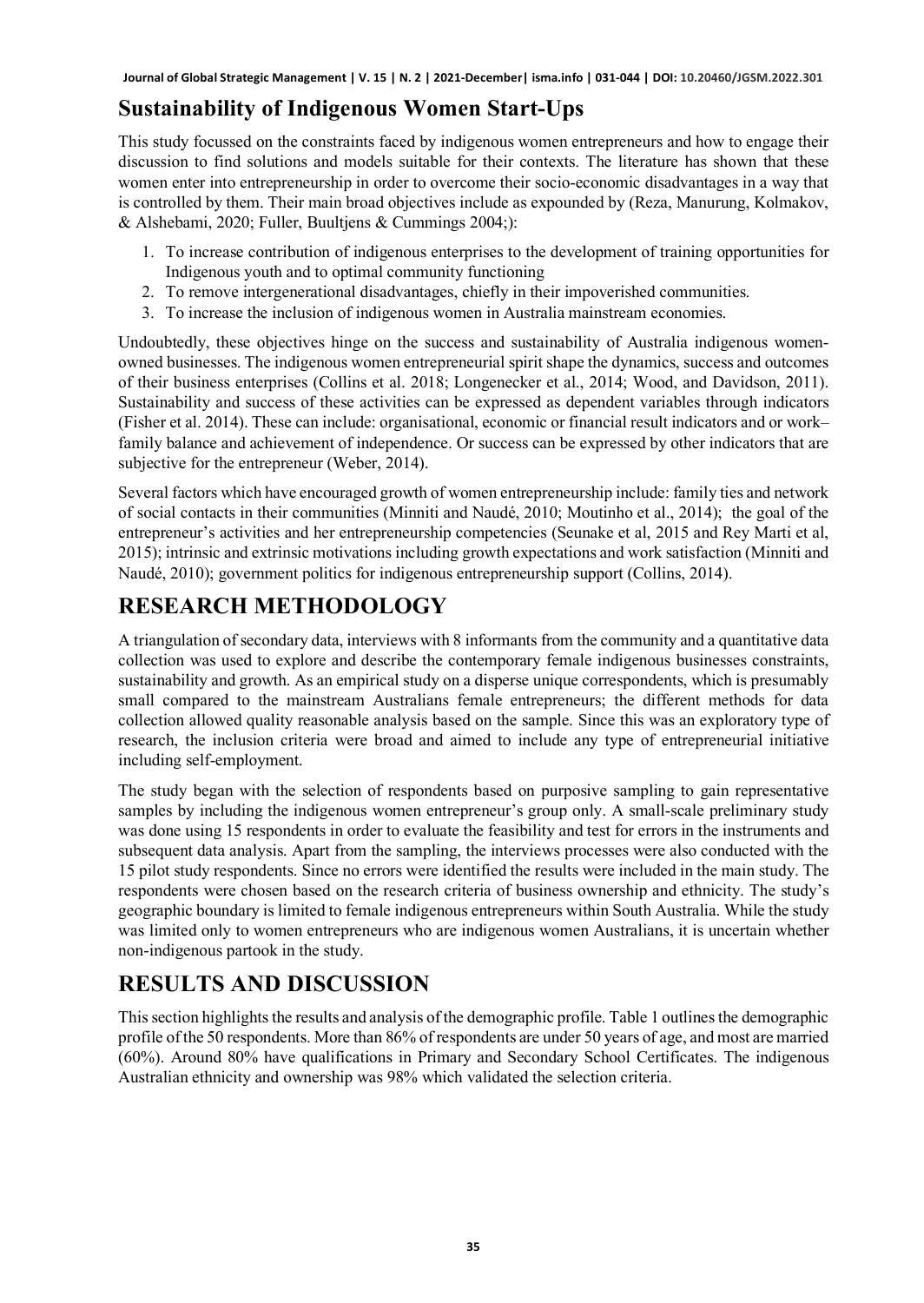## Sustainability of Indigenous Women Start-Ups

This study focussed on the constraints faced by indigenous women entrepreneurs and how to engage their discussion to find solutions and models suitable for their contexts. The literature has shown that these women enter into entrepreneurship in order to overcome their socio-economic disadvantages in a way that is controlled by them. Their main broad objectives include as expounded by (Reza, Manurung, Kolmakov, & Alshebami, 2020; Fuller, Buultjens & Cummings 2004;):

1. To increase contribution of indigenous enterprises to the development of training opportunities for Indigenous youth and to optimal community functioning
2. To remove intergenerational disadvantages, chiefly in their impoverished communities.
3. To increase the inclusion of indigenous women in Australia mainstream economies.

Undoubtedly, these objectives hinge on the success and sustainability of Australia indigenous women-owned businesses. The indigenous women entrepreneurial spirit shape the dynamics, success and outcomes of their business enterprises (Collins et al. 2018; Longenecker et al., 2014; Wood, and Davidson, 2011). Sustainability and success of these activities can be expressed as dependent variables through indicators (Fisher et al. 2014). These can include: organisational, economic or financial result indicators and or work–family balance and achievement of independence. Or success can be expressed by other indicators that are subjective for the entrepreneur (Weber, 2014).

Several factors which have encouraged growth of women entrepreneurship include: family ties and network of social contacts in their communities (Minniti and Naudé, 2010; Moutinho et al., 2014); the goal of the entrepreneur's activities and her entrepreneurship competencies (Seunake et al, 2015 and Rey Marti et al, 2015); intrinsic and extrinsic motivations including growth expectations and work satisfaction (Minniti and Naudé, 2010); government politics for indigenous entrepreneurship support (Collins, 2014).

# RESEARCH METHODOLOGY

A triangulation of secondary data, interviews with 8 informants from the community and a quantitative data collection was used to explore and describe the contemporary female indigenous businesses constraints, sustainability and growth. As an empirical study on a disperse unique correspondents, which is presumably small compared to the mainstream Australians female entrepreneurs; the different methods for data collection allowed quality reasonable analysis based on the sample. Since this was an exploratory type of research, the inclusion criteria were broad and aimed to include any type of entrepreneurial initiative including self-employment.

The study began with the selection of respondents based on purposive sampling to gain representative samples by including the indigenous women entrepreneur's group only. A small-scale preliminary study was done using 15 respondents in order to evaluate the feasibility and test for errors in the instruments and subsequent data analysis. Apart from the sampling, the interviews processes were also conducted with the 15 pilot study respondents. Since no errors were identified the results were included in the main study. The respondents were chosen based on the research criteria of business ownership and ethnicity. The study's geographic boundary is limited to female indigenous entrepreneurs within South Australia. While the study was limited only to women entrepreneurs who are indigenous women Australians, it is uncertain whether non-indigenous partook in the study.

# RESULTS AND DISCUSSION

This section highlights the results and analysis of the demographic profile. Table 1 outlines the demographic profile of the 50 respondents. More than 86% of respondents are under 50 years of age, and most are married (60%). Around 80% have qualifications in Primary and Secondary School Certificates. The indigenous Australian ethnicity and ownership was 98% which validated the selection criteria.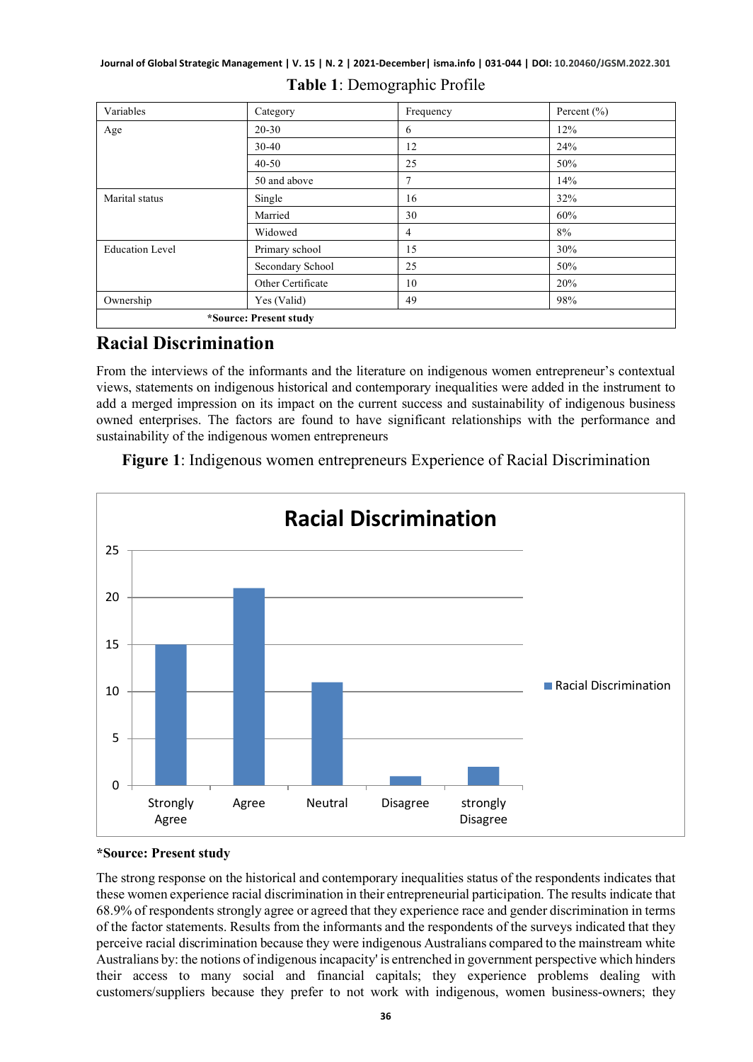**Table 1**: Demographic Profile

| Variables | Category | Frequency | Percent (%) |
|---|---|---|---|
| Age | 20-30 | 6 | 12% |
| | 30-40 | 12 | 24% |
| | 40-50 | 25 | 50% |
| | 50 and above | 7 | 14% |
| Marital status | Single | 16 | 32% |
| | Married | 30 | 60% |
| | Widowed | 4 | 8% |
| Education Level | Primary school | 15 | 30% |
| | Secondary School | 25 | 50% |
| | Other Certificate | 10 | 20% |
| Ownership | Yes (Valid) | 49 | 98% |
| **\*Source: Present study** | | | |

## Racial Discrimination

From the interviews of the informants and the literature on indigenous women entrepreneur's contextual views, statements on indigenous historical and contemporary inequalities were added in the instrument to add a merged impression on its impact on the current success and sustainability of indigenous business owned enterprises. The factors are found to have significant relationships with the performance and sustainability of the indigenous women entrepreneurs

**Figure 1**: Indigenous women entrepreneurs Experience of Racial Discrimination

**\*Source: Present study**

The strong response on the historical and contemporary inequalities status of the respondents indicates that these women experience racial discrimination in their entrepreneurial participation. The results indicate that 68.9% of respondents strongly agree or agreed that they experience race and gender discrimination in terms of the factor statements. Results from the informants and the respondents of the surveys indicated that they perceive racial discrimination because they were indigenous Australians compared to the mainstream white Australians by: the notions of indigenous incapacity' is entrenched in government perspective which hinders their access to many social and financial capitals; they experience problems dealing with customers/suppliers because they prefer to not work with indigenous, women business-owners; they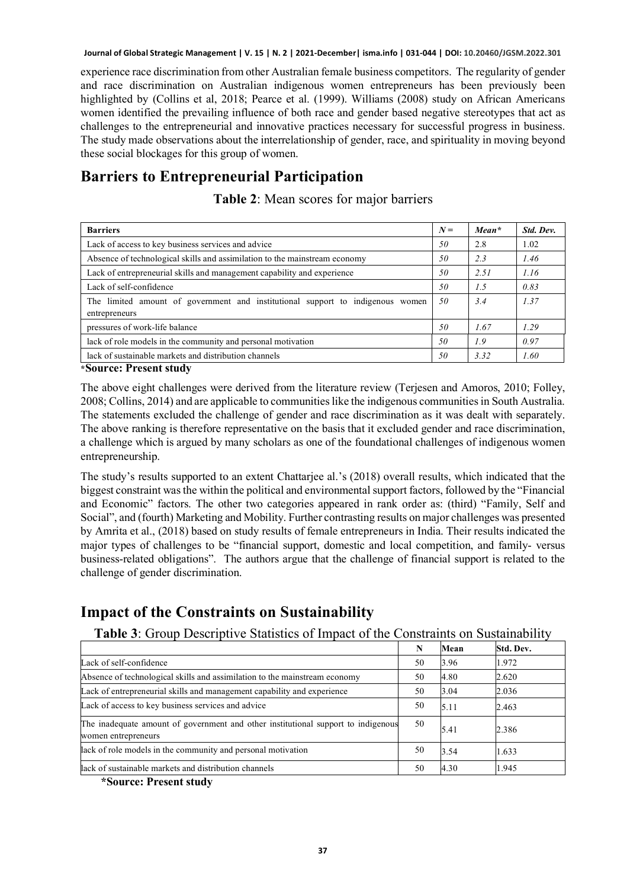experience race discrimination from other Australian female business competitors. The regularity of gender and race discrimination on Australian indigenous women entrepreneurs has been previously been highlighted by (Collins et al, 2018; Pearce et al. (1999). Williams (2008) study on African Americans women identified the prevailing influence of both race and gender based negative stereotypes that act as challenges to the entrepreneurial and innovative practices necessary for successful progress in business. The study made observations about the interrelationship of gender, race, and spirituality in moving beyond these social blockages for this group of women.

# Barriers to Entrepreneurial Participation

**Table 2**: Mean scores for major barriers

| **Barriers** | ***N =*** | ***Mean**** | ***Std. Dev.*** |
|---|---|---|---|
| Lack of access to key business services and advice | *50* | 2.8 | 1.02 |
| Absence of technological skills and assimilation to the mainstream economy | *50* | *2.3* | *1.46* |
| Lack of entrepreneurial skills and management capability and experience | *50* | *2.51* | *1.16* |
| Lack of self-confidence | *50* | *1.5* | *0.83* |
| The limited amount of government and institutional support to indigenous women entrepreneurs | *50* | *3.4* | *1.37* |
| pressures of work-life balance | *50* | *1.67* | *1.29* |
| lack of role models in the community and personal motivation | *50* | *1.9* | *0.97* |
| lack of sustainable markets and distribution channels | *50* | *3.32* | *1.60* |

***Source: Present study**

The above eight challenges were derived from the literature review (Terjesen and Amoros, 2010; Folley, 2008; Collins, 2014) and are applicable to communities like the indigenous communities in South Australia. The statements excluded the challenge of gender and race discrimination as it was dealt with separately. The above ranking is therefore representative on the basis that it excluded gender and race discrimination, a challenge which is argued by many scholars as one of the foundational challenges of indigenous women entrepreneurship.

The study's results supported to an extent Chattarjee al.'s (2018) overall results, which indicated that the biggest constraint was the within the political and environmental support factors, followed by the "Financial and Economic" factors. The other two categories appeared in rank order as: (third) "Family, Self and Social", and (fourth) Marketing and Mobility. Further contrasting results on major challenges was presented by Amrita et al., (2018) based on study results of female entrepreneurs in India. Their results indicated the major types of challenges to be "financial support, domestic and local competition, and family- versus business-related obligations". The authors argue that the challenge of financial support is related to the challenge of gender discrimination.

# Impact of the Constraints on Sustainability

**Table 3**: Group Descriptive Statistics of Impact of the Constraints on Sustainability

| | **N** | **Mean** | **Std. Dev.** |
|---|---|---|---|
| Lack of self-confidence | 50 | 3.96 | 1.972 |
| Absence of technological skills and assimilation to the mainstream economy | 50 | 4.80 | 2.620 |
| Lack of entrepreneurial skills and management capability and experience | 50 | 3.04 | 2.036 |
| Lack of access to key business services and advice | 50 | 5.11 | 2.463 |
| The inadequate amount of government and other institutional support to indigenous women entrepreneurs | 50 | 5.41 | 2.386 |
| lack of role models in the community and personal motivation | 50 | 3.54 | 1.633 |
| lack of sustainable markets and distribution channels | 50 | 4.30 | 1.945 |

***Source: Present study**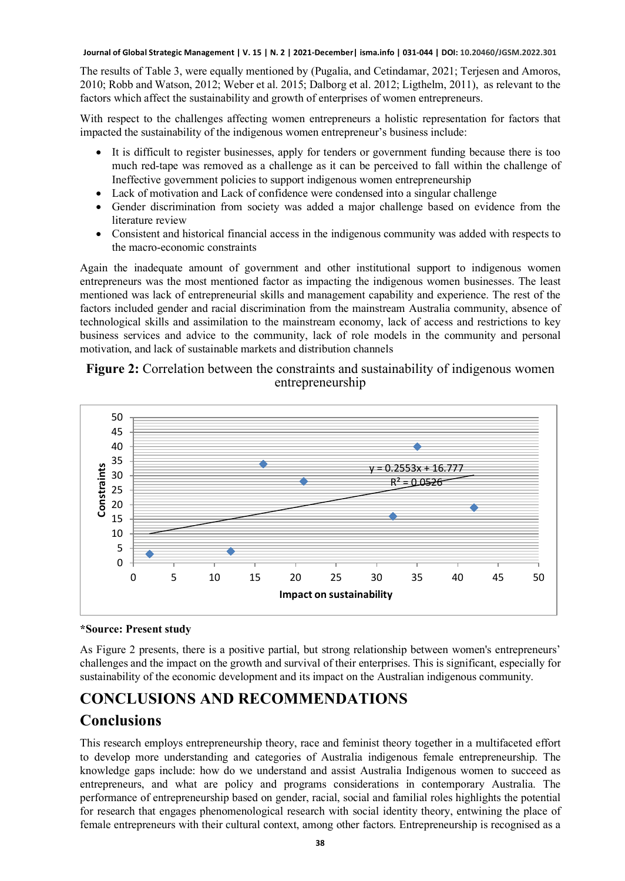The results of Table 3, were equally mentioned by (Pugalia, and Cetindamar, 2021; Terjesen and Amoros, 2010; Robb and Watson, 2012; Weber et al. 2015; Dalborg et al. 2012; Ligthelm, 2011), as relevant to the factors which affect the sustainability and growth of enterprises of women entrepreneurs.

With respect to the challenges affecting women entrepreneurs a holistic representation for factors that impacted the sustainability of the indigenous women entrepreneur's business include:

- It is difficult to register businesses, apply for tenders or government funding because there is too much red-tape was removed as a challenge as it can be perceived to fall within the challenge of Ineffective government policies to support indigenous women entrepreneurship
- Lack of motivation and Lack of confidence were condensed into a singular challenge
- Gender discrimination from society was added a major challenge based on evidence from the literature review
- Consistent and historical financial access in the indigenous community was added with respects to the macro-economic constraints

Again the inadequate amount of government and other institutional support to indigenous women entrepreneurs was the most mentioned factor as impacting the indigenous women businesses. The least mentioned was lack of entrepreneurial skills and management capability and experience. The rest of the factors included gender and racial discrimination from the mainstream Australia community, absence of technological skills and assimilation to the mainstream economy, lack of access and restrictions to key business services and advice to the community, lack of role models in the community and personal motivation, and lack of sustainable markets and distribution channels

**Figure 2:** Correlation between the constraints and sustainability of indigenous women entrepreneurship

$y = 0.2553x + 16.777$

$R^2 = 0.0526$

**\*Source: Present study**

As Figure 2 presents, there is a positive partial, but strong relationship between women's entrepreneurs' challenges and the impact on the growth and survival of their enterprises. This is significant, especially for sustainability of the economic development and its impact on the Australian indigenous community.

# CONCLUSIONS AND RECOMMENDATIONS

## Conclusions

This research employs entrepreneurship theory, race and feminist theory together in a multifaceted effort to develop more understanding and categories of Australia indigenous female entrepreneurship. The knowledge gaps include: how do we understand and assist Australia Indigenous women to succeed as entrepreneurs, and what are policy and programs considerations in contemporary Australia. The performance of entrepreneurship based on gender, racial, social and familial roles highlights the potential for research that engages phenomenological research with social identity theory, entwining the place of female entrepreneurs with their cultural context, among other factors. Entrepreneurship is recognised as a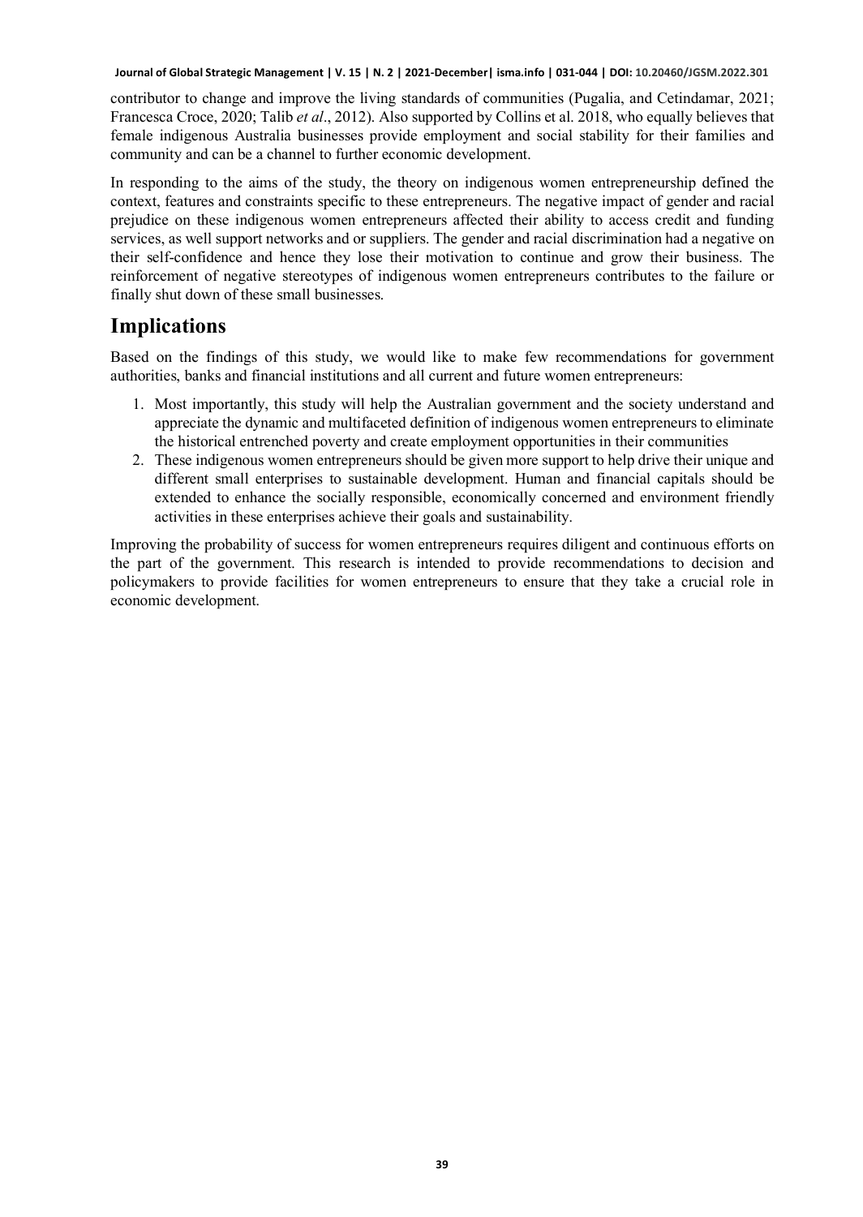contributor to change and improve the living standards of communities (Pugalia, and Cetindamar, 2021; Francesca Croce, 2020; Talib *et al*., 2012). Also supported by Collins et al. 2018, who equally believes that female indigenous Australia businesses provide employment and social stability for their families and community and can be a channel to further economic development.

In responding to the aims of the study, the theory on indigenous women entrepreneurship defined the context, features and constraints specific to these entrepreneurs. The negative impact of gender and racial prejudice on these indigenous women entrepreneurs affected their ability to access credit and funding services, as well support networks and or suppliers. The gender and racial discrimination had a negative on their self-confidence and hence they lose their motivation to continue and grow their business. The reinforcement of negative stereotypes of indigenous women entrepreneurs contributes to the failure or finally shut down of these small businesses.

## Implications

Based on the findings of this study, we would like to make few recommendations for government authorities, banks and financial institutions and all current and future women entrepreneurs:

1. Most importantly, this study will help the Australian government and the society understand and appreciate the dynamic and multifaceted definition of indigenous women entrepreneurs to eliminate the historical entrenched poverty and create employment opportunities in their communities
2. These indigenous women entrepreneurs should be given more support to help drive their unique and different small enterprises to sustainable development. Human and financial capitals should be extended to enhance the socially responsible, economically concerned and environment friendly activities in these enterprises achieve their goals and sustainability.

Improving the probability of success for women entrepreneurs requires diligent and continuous efforts on the part of the government. This research is intended to provide recommendations to decision and policymakers to provide facilities for women entrepreneurs to ensure that they take a crucial role in economic development.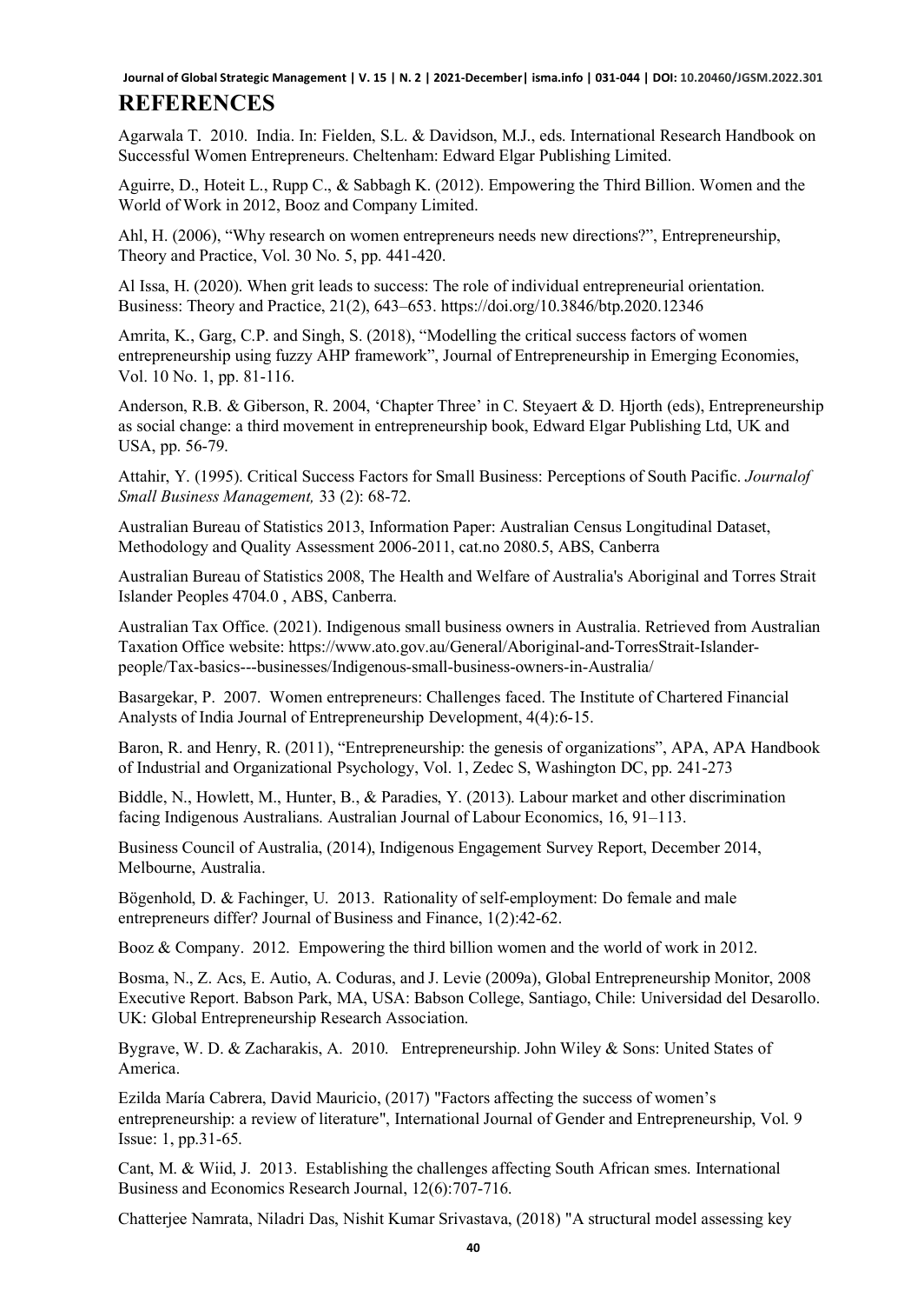# REFERENCES

Agarwala T. 2010. India. In: Fielden, S.L. & Davidson, M.J., eds. International Research Handbook on Successful Women Entrepreneurs. Cheltenham: Edward Elgar Publishing Limited.

Aguirre, D., Hoteit L., Rupp C., & Sabbagh K. (2012). Empowering the Third Billion. Women and the World of Work in 2012, Booz and Company Limited.

Ahl, H. (2006), "Why research on women entrepreneurs needs new directions?", Entrepreneurship, Theory and Practice, Vol. 30 No. 5, pp. 441-420.

Al Issa, H. (2020). When grit leads to success: The role of individual entrepreneurial orientation. Business: Theory and Practice, 21(2), 643–653. https://doi.org/10.3846/btp.2020.12346

Amrita, K., Garg, C.P. and Singh, S. (2018), "Modelling the critical success factors of women entrepreneurship using fuzzy AHP framework", Journal of Entrepreneurship in Emerging Economies, Vol. 10 No. 1, pp. 81-116.

Anderson, R.B. & Giberson, R. 2004, 'Chapter Three' in C. Steyaert & D. Hjorth (eds), Entrepreneurship as social change: a third movement in entrepreneurship book, Edward Elgar Publishing Ltd, UK and USA, pp. 56-79.

Attahir, Y. (1995). Critical Success Factors for Small Business: Perceptions of South Pacific. *Journalof Small Business Management,* 33 (2): 68-72.

Australian Bureau of Statistics 2013, Information Paper: Australian Census Longitudinal Dataset, Methodology and Quality Assessment 2006-2011, cat.no 2080.5, ABS, Canberra

Australian Bureau of Statistics 2008, The Health and Welfare of Australia's Aboriginal and Torres Strait Islander Peoples 4704.0 , ABS, Canberra.

Australian Tax Office. (2021). Indigenous small business owners in Australia. Retrieved from Australian Taxation Office website: https://www.ato.gov.au/General/Aboriginal-and-TorresStrait-Islander-people/Tax-basics---businesses/Indigenous-small-business-owners-in-Australia/

Basargekar, P. 2007. Women entrepreneurs: Challenges faced. The Institute of Chartered Financial Analysts of India Journal of Entrepreneurship Development, 4(4):6-15.

Baron, R. and Henry, R. (2011), "Entrepreneurship: the genesis of organizations", APA, APA Handbook of Industrial and Organizational Psychology, Vol. 1, Zedec S, Washington DC, pp. 241-273

Biddle, N., Howlett, M., Hunter, B., & Paradies, Y. (2013). Labour market and other discrimination facing Indigenous Australians. Australian Journal of Labour Economics, 16, 91–113.

Business Council of Australia, (2014), Indigenous Engagement Survey Report, December 2014, Melbourne, Australia.

Bögenhold, D. & Fachinger, U. 2013. Rationality of self-employment: Do female and male entrepreneurs differ? Journal of Business and Finance, 1(2):42-62.

Booz & Company. 2012. Empowering the third billion women and the world of work in 2012.

Bosma, N., Z. Acs, E. Autio, A. Coduras, and J. Levie (2009a), Global Entrepreneurship Monitor, 2008 Executive Report. Babson Park, MA, USA: Babson College, Santiago, Chile: Universidad del Desarollo. UK: Global Entrepreneurship Research Association.

Bygrave, W. D. & Zacharakis, A. 2010. Entrepreneurship. John Wiley & Sons: United States of America.

Ezilda María Cabrera, David Mauricio, (2017) "Factors affecting the success of women's entrepreneurship: a review of literature", International Journal of Gender and Entrepreneurship, Vol. 9 Issue: 1, pp.31-65.

Cant, M. & Wiid, J. 2013. Establishing the challenges affecting South African smes. International Business and Economics Research Journal, 12(6):707-716.

Chatterjee Namrata, Niladri Das, Nishit Kumar Srivastava, (2018) "A structural model assessing key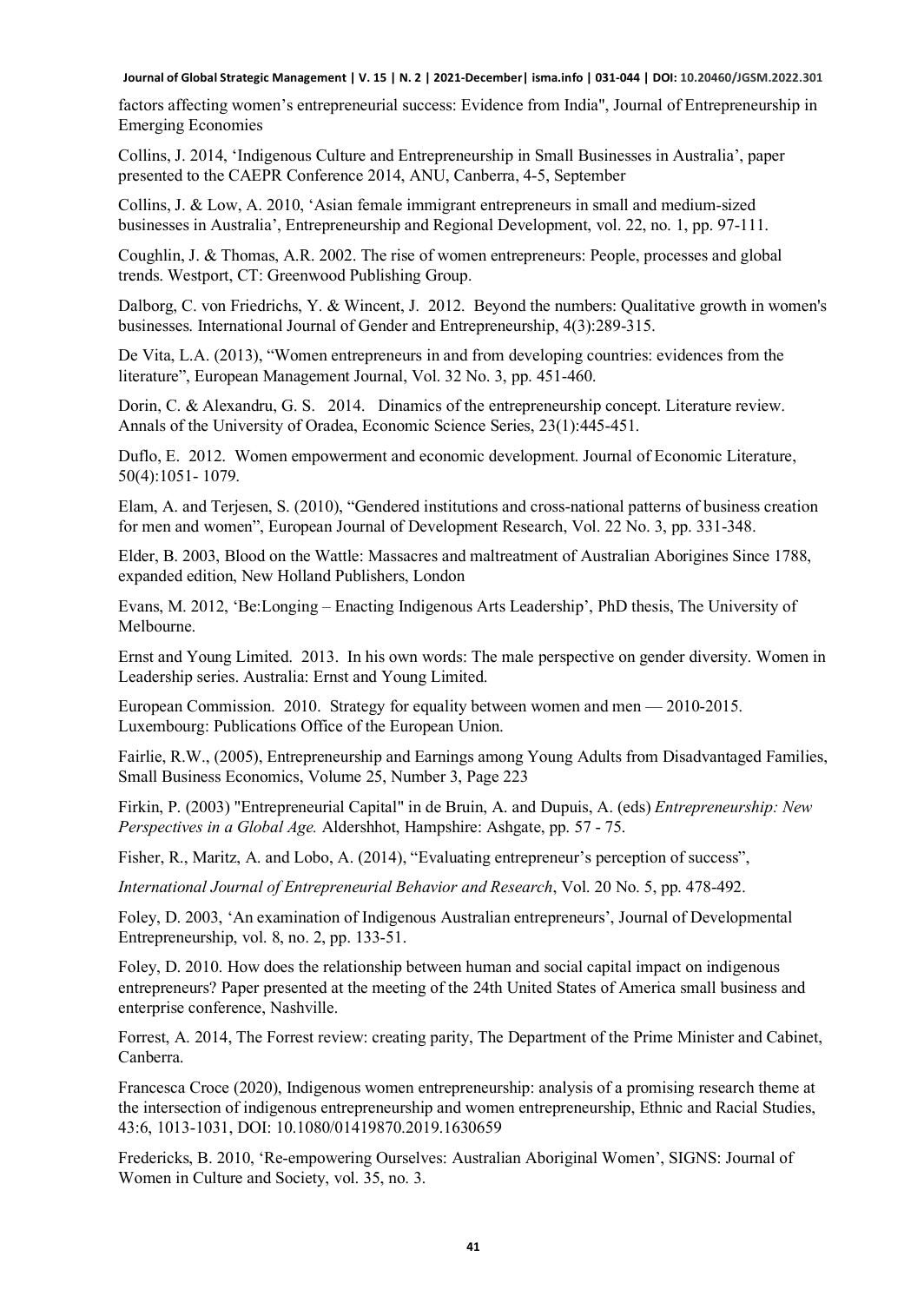factors affecting women's entrepreneurial success: Evidence from India", Journal of Entrepreneurship in Emerging Economies

Collins, J. 2014, 'Indigenous Culture and Entrepreneurship in Small Businesses in Australia', paper presented to the CAEPR Conference 2014, ANU, Canberra, 4-5, September

Collins, J. & Low, A. 2010, 'Asian female immigrant entrepreneurs in small and medium-sized businesses in Australia', Entrepreneurship and Regional Development, vol. 22, no. 1, pp. 97-111.

Coughlin, J. & Thomas, A.R. 2002. The rise of women entrepreneurs: People, processes and global trends. Westport, CT: Greenwood Publishing Group.

Dalborg, C. von Friedrichs, Y. & Wincent, J. 2012. Beyond the numbers: Qualitative growth in women's businesses. International Journal of Gender and Entrepreneurship, 4(3):289-315.

De Vita, L.A. (2013), "Women entrepreneurs in and from developing countries: evidences from the literature", European Management Journal, Vol. 32 No. 3, pp. 451-460.

Dorin, C. & Alexandru, G. S. 2014. Dinamics of the entrepreneurship concept. Literature review. Annals of the University of Oradea, Economic Science Series, 23(1):445-451.

Duflo, E. 2012. Women empowerment and economic development. Journal of Economic Literature, 50(4):1051- 1079.

Elam, A. and Terjesen, S. (2010), "Gendered institutions and cross-national patterns of business creation for men and women", European Journal of Development Research, Vol. 22 No. 3, pp. 331-348.

Elder, B. 2003, Blood on the Wattle: Massacres and maltreatment of Australian Aborigines Since 1788, expanded edition, New Holland Publishers, London

Evans, M. 2012, 'Be:Longing – Enacting Indigenous Arts Leadership', PhD thesis, The University of Melbourne.

Ernst and Young Limited. 2013. In his own words: The male perspective on gender diversity. Women in Leadership series. Australia: Ernst and Young Limited.

European Commission. 2010. Strategy for equality between women and men — 2010-2015. Luxembourg: Publications Office of the European Union.

Fairlie, R.W., (2005), Entrepreneurship and Earnings among Young Adults from Disadvantaged Families, Small Business Economics, Volume 25, Number 3, Page 223

Firkin, P. (2003) "Entrepreneurial Capital" in de Bruin, A. and Dupuis, A. (eds) *Entrepreneurship: New Perspectives in a Global Age.* Aldershhot, Hampshire: Ashgate, pp. 57 - 75.

Fisher, R., Maritz, A. and Lobo, A. (2014), "Evaluating entrepreneur's perception of success",

*International Journal of Entrepreneurial Behavior and Research*, Vol. 20 No. 5, pp. 478-492.

Foley, D. 2003, 'An examination of Indigenous Australian entrepreneurs', Journal of Developmental Entrepreneurship, vol. 8, no. 2, pp. 133-51.

Foley, D. 2010. How does the relationship between human and social capital impact on indigenous entrepreneurs? Paper presented at the meeting of the 24th United States of America small business and enterprise conference, Nashville.

Forrest, A. 2014, The Forrest review: creating parity, The Department of the Prime Minister and Cabinet, Canberra.

Francesca Croce (2020), Indigenous women entrepreneurship: analysis of a promising research theme at the intersection of indigenous entrepreneurship and women entrepreneurship, Ethnic and Racial Studies, 43:6, 1013-1031, DOI: 10.1080/01419870.2019.1630659

Fredericks, B. 2010, 'Re-empowering Ourselves: Australian Aboriginal Women', SIGNS: Journal of Women in Culture and Society, vol. 35, no. 3.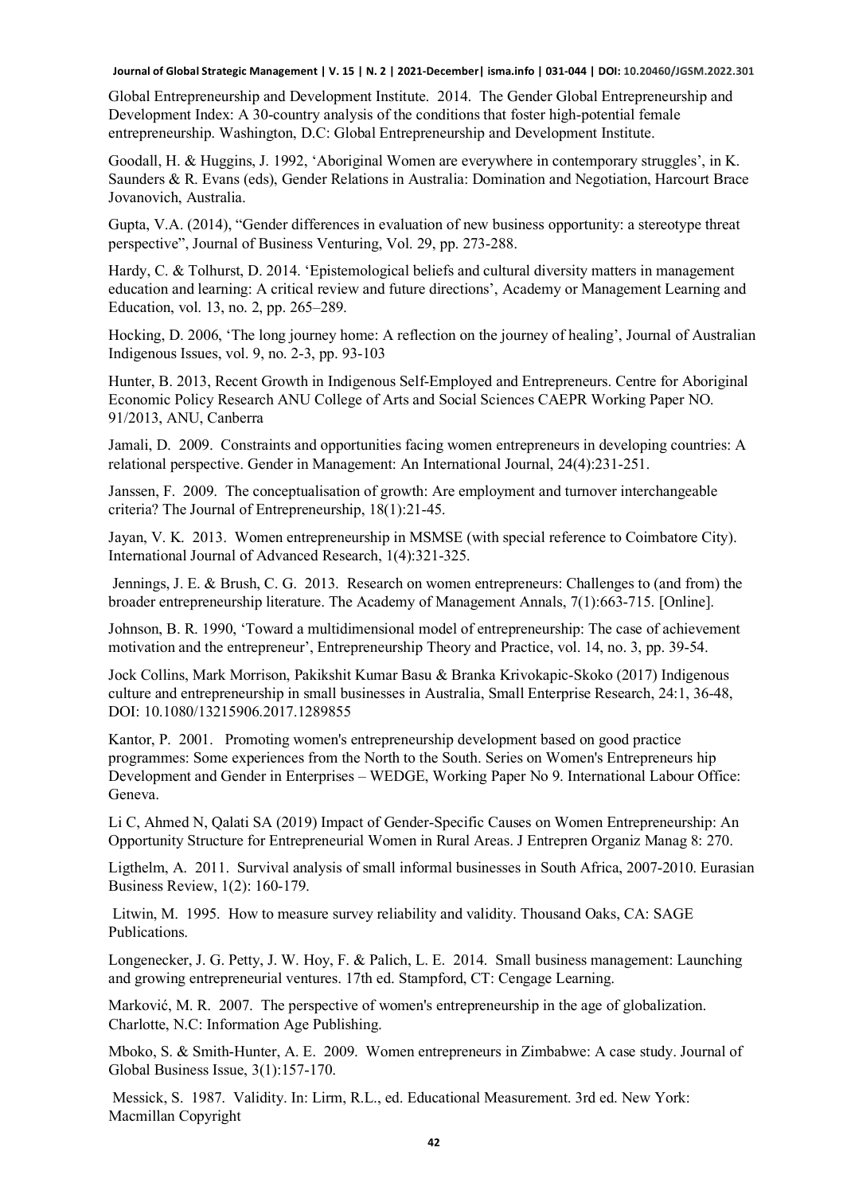Global Entrepreneurship and Development Institute. 2014. The Gender Global Entrepreneurship and Development Index: A 30-country analysis of the conditions that foster high-potential female entrepreneurship. Washington, D.C: Global Entrepreneurship and Development Institute.

Goodall, H. & Huggins, J. 1992, 'Aboriginal Women are everywhere in contemporary struggles', in K. Saunders & R. Evans (eds), Gender Relations in Australia: Domination and Negotiation, Harcourt Brace Jovanovich, Australia.

Gupta, V.A. (2014), "Gender differences in evaluation of new business opportunity: a stereotype threat perspective", Journal of Business Venturing, Vol. 29, pp. 273-288.

Hardy, C. & Tolhurst, D. 2014. 'Epistemological beliefs and cultural diversity matters in management education and learning: A critical review and future directions', Academy or Management Learning and Education, vol. 13, no. 2, pp. 265–289.

Hocking, D. 2006, 'The long journey home: A reflection on the journey of healing', Journal of Australian Indigenous Issues, vol. 9, no. 2-3, pp. 93-103

Hunter, B. 2013, Recent Growth in Indigenous Self-Employed and Entrepreneurs. Centre for Aboriginal Economic Policy Research ANU College of Arts and Social Sciences CAEPR Working Paper NO. 91/2013, ANU, Canberra

Jamali, D. 2009. Constraints and opportunities facing women entrepreneurs in developing countries: A relational perspective. Gender in Management: An International Journal, 24(4):231-251.

Janssen, F. 2009. The conceptualisation of growth: Are employment and turnover interchangeable criteria? The Journal of Entrepreneurship, 18(1):21-45.

Jayan, V. K. 2013. Women entrepreneurship in MSMSE (with special reference to Coimbatore City). International Journal of Advanced Research, 1(4):321-325.

Jennings, J. E. & Brush, C. G. 2013. Research on women entrepreneurs: Challenges to (and from) the broader entrepreneurship literature. The Academy of Management Annals, 7(1):663-715. [Online].

Johnson, B. R. 1990, 'Toward a multidimensional model of entrepreneurship: The case of achievement motivation and the entrepreneur', Entrepreneurship Theory and Practice, vol. 14, no. 3, pp. 39-54.

Jock Collins, Mark Morrison, Pakikshit Kumar Basu & Branka Krivokapic-Skoko (2017) Indigenous culture and entrepreneurship in small businesses in Australia, Small Enterprise Research, 24:1, 36-48, DOI: 10.1080/13215906.2017.1289855

Kantor, P. 2001. Promoting women's entrepreneurship development based on good practice programmes: Some experiences from the North to the South. Series on Women's Entrepreneurs hip Development and Gender in Enterprises – WEDGE, Working Paper No 9. International Labour Office: Geneva.

Li C, Ahmed N, Qalati SA (2019) Impact of Gender-Specific Causes on Women Entrepreneurship: An Opportunity Structure for Entrepreneurial Women in Rural Areas. J Entrepren Organiz Manag 8: 270.

Ligthelm, A. 2011. Survival analysis of small informal businesses in South Africa, 2007-2010. Eurasian Business Review, 1(2): 160-179.

Litwin, M. 1995. How to measure survey reliability and validity. Thousand Oaks, CA: SAGE Publications.

Longenecker, J. G. Petty, J. W. Hoy, F. & Palich, L. E. 2014. Small business management: Launching and growing entrepreneurial ventures. 17th ed. Stampford, CT: Cengage Learning.

Marković, M. R. 2007. The perspective of women's entrepreneurship in the age of globalization. Charlotte, N.C: Information Age Publishing.

Mboko, S. & Smith-Hunter, A. E. 2009. Women entrepreneurs in Zimbabwe: A case study. Journal of Global Business Issue, 3(1):157-170.

Messick, S. 1987. Validity. In: Lirm, R.L., ed. Educational Measurement. 3rd ed. New York: Macmillan Copyright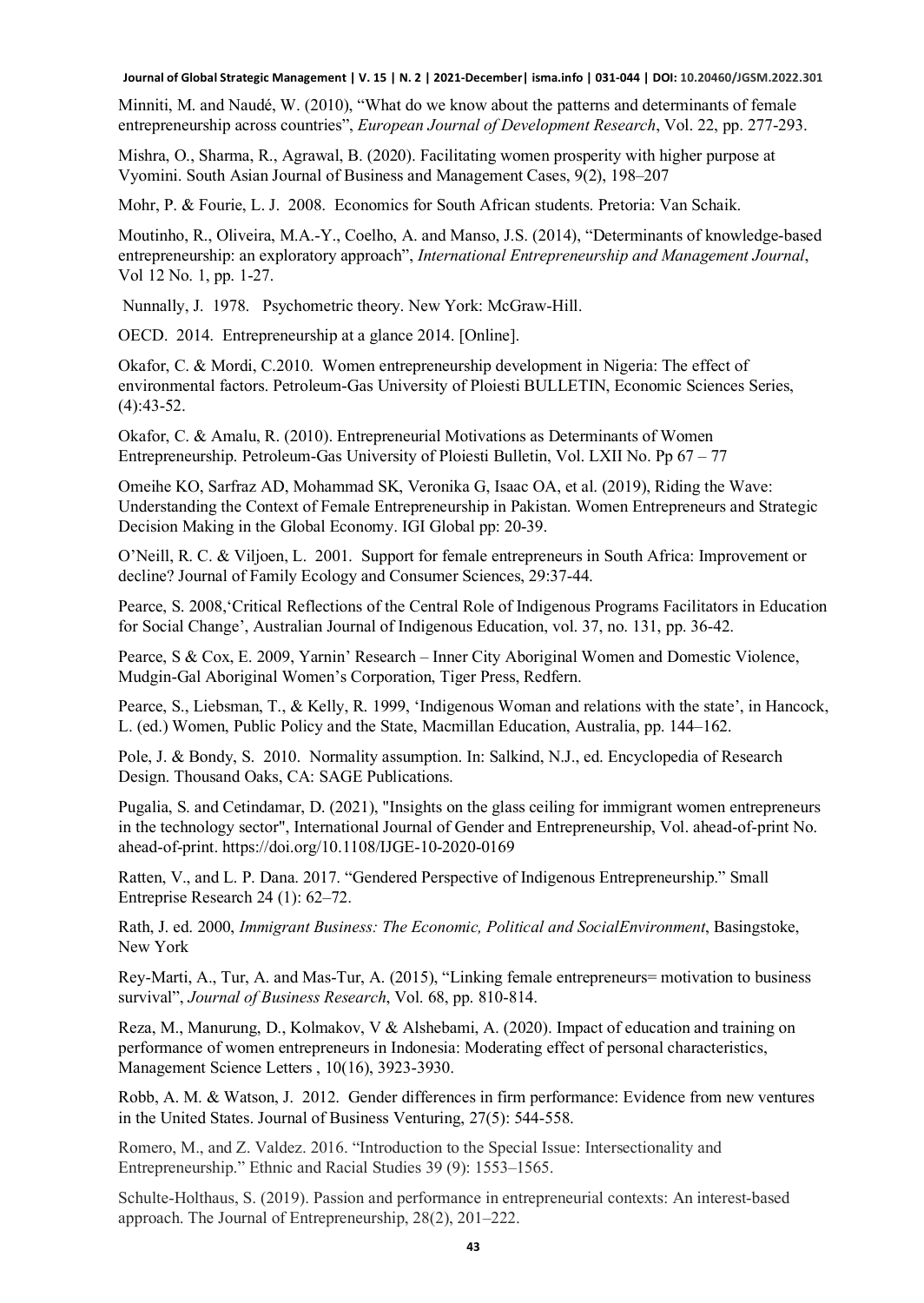Minniti, M. and Naudé, W. (2010), "What do we know about the patterns and determinants of female entrepreneurship across countries", *European Journal of Development Research*, Vol. 22, pp. 277-293.

Mishra, O., Sharma, R., Agrawal, B. (2020). Facilitating women prosperity with higher purpose at Vyomini. South Asian Journal of Business and Management Cases, 9(2), 198–207

Mohr, P. & Fourie, L. J. 2008. Economics for South African students. Pretoria: Van Schaik.

Moutinho, R., Oliveira, M.A.-Y., Coelho, A. and Manso, J.S. (2014), "Determinants of knowledge-based entrepreneurship: an exploratory approach", *International Entrepreneurship and Management Journal*, Vol 12 No. 1, pp. 1-27.

Nunnally, J. 1978. Psychometric theory. New York: McGraw-Hill.

OECD. 2014. Entrepreneurship at a glance 2014. [Online].

Okafor, C. & Mordi, C.2010. Women entrepreneurship development in Nigeria: The effect of environmental factors. Petroleum-Gas University of Ploiesti BULLETIN, Economic Sciences Series, (4):43-52.

Okafor, C. & Amalu, R. (2010). Entrepreneurial Motivations as Determinants of Women Entrepreneurship. Petroleum-Gas University of Ploiesti Bulletin, Vol. LXII No. Pp 67 – 77

Omeihe KO, Sarfraz AD, Mohammad SK, Veronika G, Isaac OA, et al. (2019), Riding the Wave: Understanding the Context of Female Entrepreneurship in Pakistan. Women Entrepreneurs and Strategic Decision Making in the Global Economy. IGI Global pp: 20-39.

O'Neill, R. C. & Viljoen, L. 2001. Support for female entrepreneurs in South Africa: Improvement or decline? Journal of Family Ecology and Consumer Sciences, 29:37-44.

Pearce, S. 2008,'Critical Reflections of the Central Role of Indigenous Programs Facilitators in Education for Social Change', Australian Journal of Indigenous Education, vol. 37, no. 131, pp. 36-42.

Pearce, S & Cox, E. 2009, Yarnin' Research – Inner City Aboriginal Women and Domestic Violence, Mudgin-Gal Aboriginal Women's Corporation, Tiger Press, Redfern.

Pearce, S., Liebsman, T., & Kelly, R. 1999, 'Indigenous Woman and relations with the state', in Hancock, L. (ed.) Women, Public Policy and the State, Macmillan Education, Australia, pp. 144–162.

Pole, J. & Bondy, S. 2010. Normality assumption. In: Salkind, N.J., ed. Encyclopedia of Research Design. Thousand Oaks, CA: SAGE Publications.

Pugalia, S. and Cetindamar, D. (2021), "Insights on the glass ceiling for immigrant women entrepreneurs in the technology sector", International Journal of Gender and Entrepreneurship, Vol. ahead-of-print No. ahead-of-print. https://doi.org/10.1108/IJGE-10-2020-0169

Ratten, V., and L. P. Dana. 2017. "Gendered Perspective of Indigenous Entrepreneurship." Small Entreprise Research 24 (1): 62–72.

Rath, J. ed. 2000, *Immigrant Business: The Economic, Political and SocialEnvironment*, Basingstoke, New York

Rey-Marti, A., Tur, A. and Mas-Tur, A. (2015), "Linking female entrepreneurs= motivation to business survival", *Journal of Business Research*, Vol. 68, pp. 810-814.

Reza, M., Manurung, D., Kolmakov, V & Alshebami, A. (2020). Impact of education and training on performance of women entrepreneurs in Indonesia: Moderating effect of personal characteristics, Management Science Letters , 10(16), 3923-3930.

Robb, A. M. & Watson, J. 2012. Gender differences in firm performance: Evidence from new ventures in the United States. Journal of Business Venturing, 27(5): 544-558.

Romero, M., and Z. Valdez. 2016. "Introduction to the Special Issue: Intersectionality and Entrepreneurship." Ethnic and Racial Studies 39 (9): 1553–1565.

Schulte-Holthaus, S. (2019). Passion and performance in entrepreneurial contexts: An interest-based approach. The Journal of Entrepreneurship, 28(2), 201–222.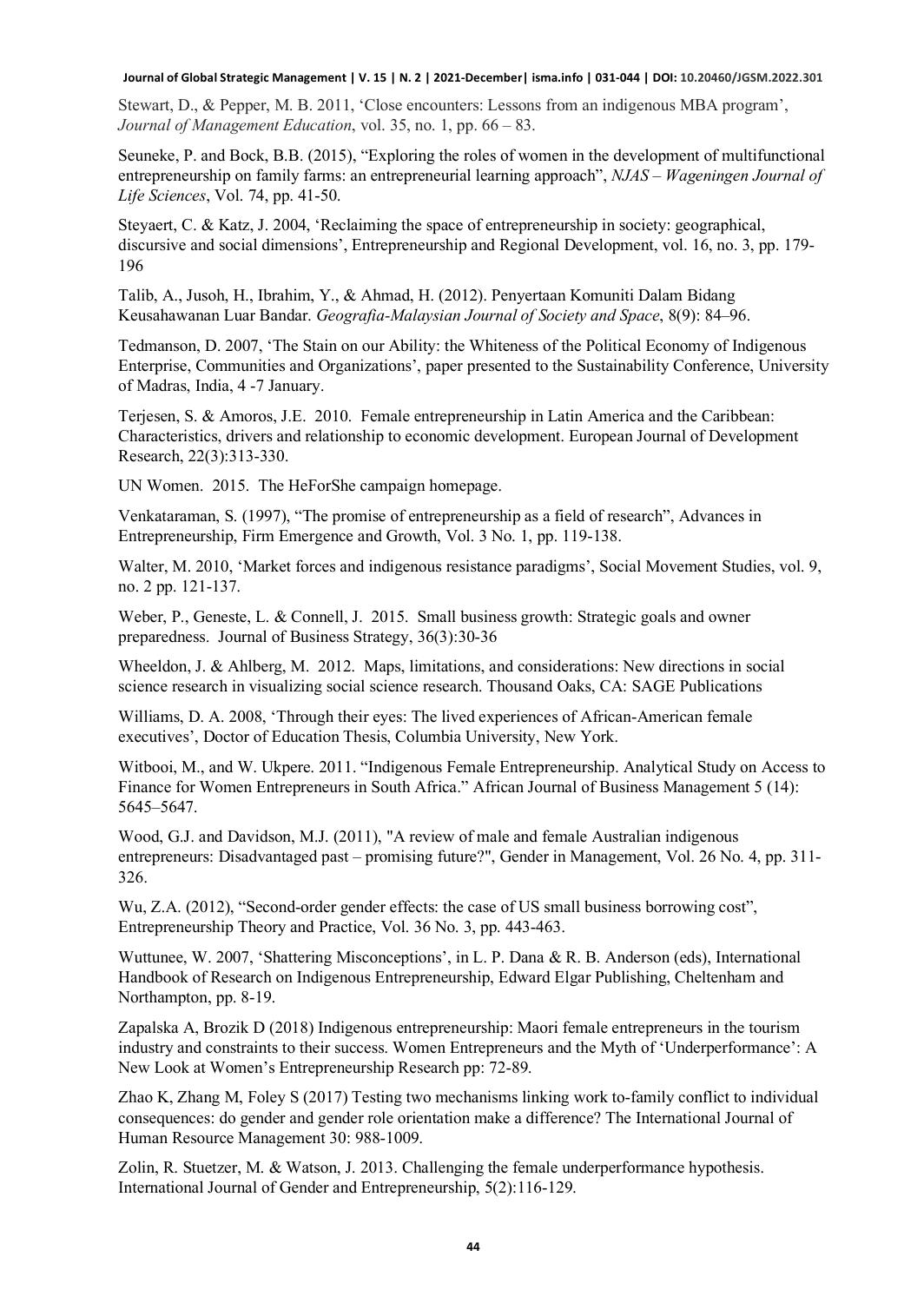Stewart, D., & Pepper, M. B. 2011, 'Close encounters: Lessons from an indigenous MBA program', *Journal of Management Education*, vol. 35, no. 1, pp. 66 – 83.

Seuneke, P. and Bock, B.B. (2015), "Exploring the roles of women in the development of multifunctional entrepreneurship on family farms: an entrepreneurial learning approach", *NJAS – Wageningen Journal of Life Sciences*, Vol. 74, pp. 41-50.

Steyaert, C. & Katz, J. 2004, 'Reclaiming the space of entrepreneurship in society: geographical, discursive and social dimensions', Entrepreneurship and Regional Development, vol. 16, no. 3, pp. 179-196

Talib, A., Jusoh, H., Ibrahim, Y., & Ahmad, H. (2012). Penyertaan Komuniti Dalam Bidang Keusahawanan Luar Bandar. *Geografia-Malaysian Journal of Society and Space*, 8(9): 84–96.

Tedmanson, D. 2007, 'The Stain on our Ability: the Whiteness of the Political Economy of Indigenous Enterprise, Communities and Organizations', paper presented to the Sustainability Conference, University of Madras, India, 4 -7 January.

Terjesen, S. & Amoros, J.E. 2010. Female entrepreneurship in Latin America and the Caribbean: Characteristics, drivers and relationship to economic development. European Journal of Development Research, 22(3):313-330.

UN Women. 2015. The HeForShe campaign homepage.

Venkataraman, S. (1997), "The promise of entrepreneurship as a field of research", Advances in Entrepreneurship, Firm Emergence and Growth, Vol. 3 No. 1, pp. 119-138.

Walter, M. 2010, 'Market forces and indigenous resistance paradigms', Social Movement Studies, vol. 9, no. 2 pp. 121-137.

Weber, P., Geneste, L. & Connell, J. 2015. Small business growth: Strategic goals and owner preparedness. Journal of Business Strategy, 36(3):30-36

Wheeldon, J. & Ahlberg, M. 2012. Maps, limitations, and considerations: New directions in social science research in visualizing social science research. Thousand Oaks, CA: SAGE Publications

Williams, D. A. 2008, 'Through their eyes: The lived experiences of African-American female executives', Doctor of Education Thesis, Columbia University, New York.

Witbooi, M., and W. Ukpere. 2011. "Indigenous Female Entrepreneurship. Analytical Study on Access to Finance for Women Entrepreneurs in South Africa." African Journal of Business Management 5 (14): 5645–5647.

Wood, G.J. and Davidson, M.J. (2011), "A review of male and female Australian indigenous entrepreneurs: Disadvantaged past – promising future?", Gender in Management, Vol. 26 No. 4, pp. 311-326.

Wu, Z.A. (2012), "Second-order gender effects: the case of US small business borrowing cost", Entrepreneurship Theory and Practice, Vol. 36 No. 3, pp. 443-463.

Wuttunee, W. 2007, 'Shattering Misconceptions', in L. P. Dana & R. B. Anderson (eds), International Handbook of Research on Indigenous Entrepreneurship, Edward Elgar Publishing, Cheltenham and Northampton, pp. 8-19.

Zapalska A, Brozik D (2018) Indigenous entrepreneurship: Maori female entrepreneurs in the tourism industry and constraints to their success. Women Entrepreneurs and the Myth of 'Underperformance': A New Look at Women's Entrepreneurship Research pp: 72-89.

Zhao K, Zhang M, Foley S (2017) Testing two mechanisms linking work to-family conflict to individual consequences: do gender and gender role orientation make a difference? The International Journal of Human Resource Management 30: 988-1009.

Zolin, R. Stuetzer, M. & Watson, J. 2013. Challenging the female underperformance hypothesis. International Journal of Gender and Entrepreneurship, 5(2):116-129.